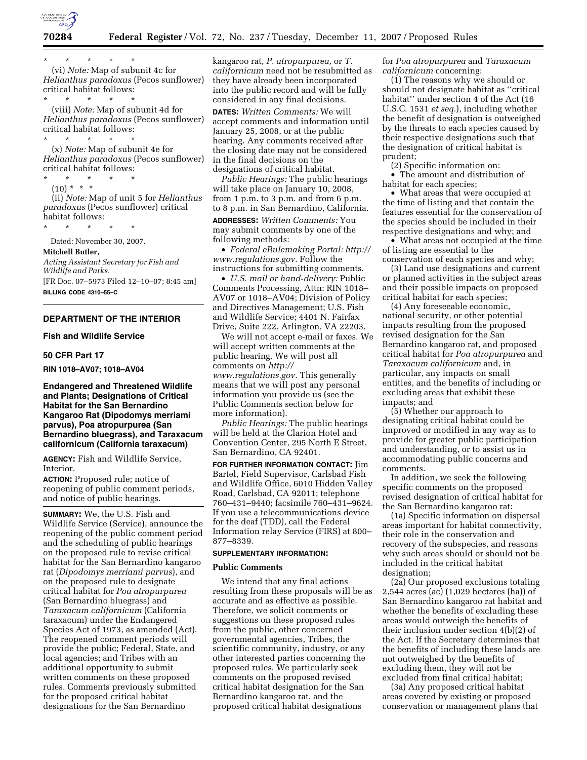\* \* \* \* \*

(vi) *Note:* Map of subunit 4c for *Helianthus paradoxus* (Pecos sunflower) critical habitat follows:

\* \* \* \* \*

(viii) *Note:* Map of subunit 4d for *Helianthus paradoxus* (Pecos sunflower) critical habitat follows:

\* \* \* \* \*

(x) *Note:* Map of subunit 4e for *Helianthus paradoxus* (Pecos sunflower) critical habitat follows:

\* \* \* \* \*

(10) \* \* \*

(ii) *Note:* Map of unit 5 for *Helianthus paradoxus* (Pecos sunflower) critical habitat follows:

\* \* \* \* \*

Dated: November 30, 2007.

**Mitchell Butler,**

*Acting Assistant Secretary for Fish and Wildlife and Parks.*

[FR Doc. 07–5973 Filed 12–10–07; 8:45 am]

**BILLING CODE 4310–55–C**

---

## DEPARTMENT OF THE INTERIOR

### Fish and Wildlife Service

### 50 CFR Part 17

**RIN 1018–AV07; 1018–AV04**

### Endangered and Threatened Wildlife and Plants; Designations of Critical Habitat for the San Bernardino Kangaroo Rat (Dipodomys merriami parvus), Poa atropurpurea (San Bernardino bluegrass), and Taraxacum californicum (California taraxacum)

**AGENCY:** Fish and Wildlife Service, Interior.

**ACTION:** Proposed rule; notice of reopening of public comment periods, and notice of public hearings.

**SUMMARY:** We, the U.S. Fish and Wildlife Service (Service), announce the reopening of the public comment period and the scheduling of public hearings on the proposed rule to revise critical habitat for the San Bernardino kangaroo rat (*Dipodomys merriami parvus*), and on the proposed rule to designate critical habitat for *Poa atropurpurea* (San Bernardino bluegrass) and *Taraxacum californicum* (California taraxacum) under the Endangered Species Act of 1973, as amended (Act). The reopened comment periods will provide the public; Federal, State, and local agencies; and Tribes with an additional opportunity to submit written comments on these proposed rules. Comments previously submitted for the proposed critical habitat designations for the San Bernardino kangaroo rat, *P. atropurpurea,* or *T. californicum* need not be resubmitted as they have already been incorporated into the public record and will be fully considered in any final decisions.

**DATES:** *Written Comments:* We will accept comments and information until January 25, 2008, or at the public hearing. Any comments received after the closing date may not be considered in the final decisions on the designations of critical habitat.

*Public Hearings:* The public hearings will take place on January 10, 2008, from 1 p.m. to 3 p.m. and from 6 p.m. to 8 p.m. in San Bernardino, California.

**ADDRESSES:** *Written Comments:* You may submit comments by one of the following methods:

- *Federal eRulemaking Portal: http://www.regulations.gov.* Follow the instructions for submitting comments.
- *U.S. mail or hand-delivery:* Public Comments Processing, Attn: RIN 1018–AV07 or 1018–AV04; Division of Policy and Directives Management; U.S. Fish and Wildlife Service; 4401 N. Fairfax Drive, Suite 222, Arlington, VA 22203.

We will not accept e-mail or faxes. We will accept written comments at the public hearing. We will post all comments on *http://www.regulations.gov.* This generally means that we will post any personal information you provide us (see the Public Comments section below for more information).

*Public Hearings:* The public hearings will be held at the Clarion Hotel and Convention Center, 295 North E Street, San Bernardino, CA 92401.

**FOR FURTHER INFORMATION CONTACT:** Jim Bartel, Field Supervisor, Carlsbad Fish and Wildlife Office, 6010 Hidden Valley Road, Carlsbad, CA 92011; telephone 760–431–9440; facsimile 760–431–9624. If you use a telecommunications device for the deaf (TDD), call the Federal Information relay Service (FIRS) at 800–877–8339.

**SUPPLEMENTARY INFORMATION:**

#### Public Comments

We intend that any final actions resulting from these proposals will be as accurate and as effective as possible. Therefore, we solicit comments or suggestions on these proposed rules from the public, other concerned governmental agencies, Tribes, the scientific community, industry, or any other interested parties concerning the proposed rules. We particularly seek comments on the proposed revised critical habitat designation for the San Bernardino kangaroo rat, and the proposed critical habitat designations for *Poa atropurpurea* and *Taraxacum californicum* concerning:

(1) The reasons why we should or should not designate habitat as "critical habitat" under section 4 of the Act (16 U.S.C. 1531 *et seq.*), including whether the benefit of designation is outweighed by the threats to each species caused by their respective designations such that the designation of critical habitat is prudent;

(2) Specific information on:

- The amount and distribution of habitat for each species;
- What areas that were occupied at the time of listing and that contain the features essential for the conservation of the species should be included in their respective designations and why; and
- What areas not occupied at the time of listing are essential to the conservation of each species and why;

(3) Land use designations and current or planned activities in the subject areas and their possible impacts on proposed critical habitat for each species;

(4) Any foreseeable economic, national security, or other potential impacts resulting from the proposed revised designation for the San Bernardino kangaroo rat, and proposed critical habitat for *Poa atropurpurea* and *Taraxacum californicum* and, in particular, any impacts on small entities, and the benefits of including or excluding areas that exhibit these impacts; and

(5) Whether our approach to designating critical habitat could be improved or modified in any way as to provide for greater public participation and understanding, or to assist us in accommodating public concerns and comments.

In addition, we seek the following specific comments on the proposed revised designation of critical habitat for the San Bernardino kangaroo rat:

(1a) Specific information on dispersal areas important for habitat connectivity, their role in the conservation and recovery of the subspecies, and reasons why such areas should or should not be included in the critical habitat designation;

(2a) Our proposed exclusions totaling 2,544 acres (ac) (1,029 hectares (ha)) of San Bernardino kangaroo rat habitat and whether the benefits of excluding these areas would outweigh the benefits of their inclusion under section 4(b)(2) of the Act. If the Secretary determines that the benefits of including these lands are not outweighed by the benefits of excluding them, they will not be excluded from final critical habitat;

(3a) Any proposed critical habitat areas covered by existing or proposed conservation or management plans that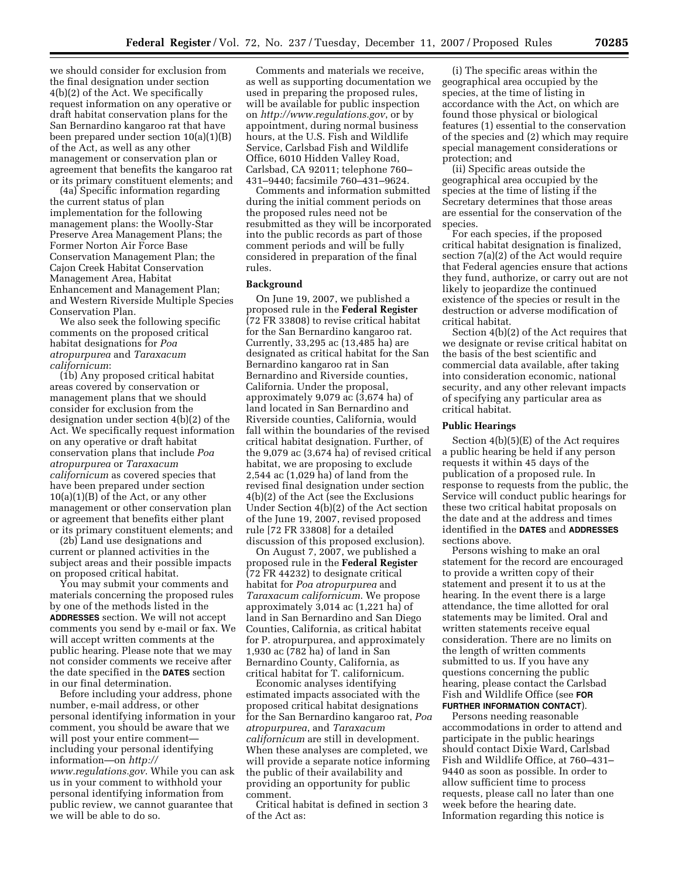we should consider for exclusion from the final designation under section 4(b)(2) of the Act. We specifically request information on any operative or draft habitat conservation plans for the San Bernardino kangaroo rat that have been prepared under section 10(a)(1)(B) of the Act, as well as any other management or conservation plan or agreement that benefits the kangaroo rat or its primary constituent elements; and

(4a) Specific information regarding the current status of plan implementation for the following management plans: the Woolly-Star Preserve Area Management Plans; the Former Norton Air Force Base Conservation Management Plan; the Cajon Creek Habitat Conservation Management Area, Habitat Enhancement and Management Plan; and Western Riverside Multiple Species Conservation Plan.

We also seek the following specific comments on the proposed critical habitat designations for *Poa atropurpurea* and *Taraxacum californicum*:

(1b) Any proposed critical habitat areas covered by conservation or management plans that we should consider for exclusion from the designation under section 4(b)(2) of the Act. We specifically request information on any operative or draft habitat conservation plans that include *Poa atropurpurea* or *Taraxacum californicum* as covered species that have been prepared under section 10(a)(1)(B) of the Act, or any other management or other conservation plan or agreement that benefits either plant or its primary constituent elements; and

(2b) Land use designations and current or planned activities in the subject areas and their possible impacts on proposed critical habitat.

You may submit your comments and materials concerning the proposed rules by one of the methods listed in the **ADDRESSES** section. We will not accept comments you send by e-mail or fax. We will accept written comments at the public hearing. Please note that we may not consider comments we receive after the date specified in the **DATES** section in our final determination.

Before including your address, phone number, e-mail address, or other personal identifying information in your comment, you should be aware that we will post your entire comment—including your personal identifying information—on *http://www.regulations.gov*. While you can ask us in your comment to withhold your personal identifying information from public review, we cannot guarantee that we will be able to do so.

Comments and materials we receive, as well as supporting documentation we used in preparing the proposed rules, will be available for public inspection on *http://www.regulations.gov*, or by appointment, during normal business hours, at the U.S. Fish and Wildlife Service, Carlsbad Fish and Wildlife Office, 6010 Hidden Valley Road, Carlsbad, CA 92011; telephone 760–431–9440; facsimile 760–431–9624.

Comments and information submitted during the initial comment periods on the proposed rules need not be resubmitted as they will be incorporated into the public records as part of those comment periods and will be fully considered in preparation of the final rules.

## Background

On June 19, 2007, we published a proposed rule in the **Federal Register** (72 FR 33808) to revise critical habitat for the San Bernardino kangaroo rat. Currently, 33,295 ac (13,485 ha) are designated as critical habitat for the San Bernardino kangaroo rat in San Bernardino and Riverside counties, California. Under the proposal, approximately 9,079 ac (3,674 ha) of land located in San Bernardino and Riverside counties, California, would fall within the boundaries of the revised critical habitat designation. Further, of the 9,079 ac (3,674 ha) of revised critical habitat, we are proposing to exclude 2,544 ac (1,029 ha) of land from the revised final designation under section 4(b)(2) of the Act (see the Exclusions Under Section 4(b)(2) of the Act section of the June 19, 2007, revised proposed rule [72 FR 33808] for a detailed discussion of this proposed exclusion).

On August 7, 2007, we published a proposed rule in the **Federal Register** (72 FR 44232) to designate critical habitat for *Poa atropurpurea* and *Taraxacum californicum*. We propose approximately 3,014 ac (1,221 ha) of land in San Bernardino and San Diego Counties, California, as critical habitat for P. atropurpurea, and approximately 1,930 ac (782 ha) of land in San Bernardino County, California, as critical habitat for T. californicum.

Economic analyses identifying estimated impacts associated with the proposed critical habitat designations for the San Bernardino kangaroo rat, *Poa atropurpurea*, and *Taraxacum californicum* are still in development. When these analyses are completed, we will provide a separate notice informing the public of their availability and providing an opportunity for public comment.

Critical habitat is defined in section 3 of the Act as:

(i) The specific areas within the geographical area occupied by the species, at the time of listing in accordance with the Act, on which are found those physical or biological features (1) essential to the conservation of the species and (2) which may require special management considerations or protection; and

(ii) Specific areas outside the geographical area occupied by the species at the time of listing if the Secretary determines that those areas are essential for the conservation of the species.

For each species, if the proposed critical habitat designation is finalized, section 7(a)(2) of the Act would require that Federal agencies ensure that actions they fund, authorize, or carry out are not likely to jeopardize the continued existence of the species or result in the destruction or adverse modification of critical habitat.

Section 4(b)(2) of the Act requires that we designate or revise critical habitat on the basis of the best scientific and commercial data available, after taking into consideration economic, national security, and any other relevant impacts of specifying any particular area as critical habitat.

## Public Hearings

Section 4(b)(5)(E) of the Act requires a public hearing be held if any person requests it within 45 days of the publication of a proposed rule. In response to requests from the public, the Service will conduct public hearings for these two critical habitat proposals on the date and at the address and times identified in the **DATES** and **ADDRESSES** sections above.

Persons wishing to make an oral statement for the record are encouraged to provide a written copy of their statement and present it to us at the hearing. In the event there is a large attendance, the time allotted for oral statements may be limited. Oral and written statements receive equal consideration. There are no limits on the length of written comments submitted to us. If you have any questions concerning the public hearing, please contact the Carlsbad Fish and Wildlife Office (see **FOR FURTHER INFORMATION CONTACT**).

Persons needing reasonable accommodations in order to attend and participate in the public hearings should contact Dixie Ward, Carlsbad Fish and Wildlife Office, at 760–431–9440 as soon as possible. In order to allow sufficient time to process requests, please call no later than one week before the hearing date. Information regarding this notice is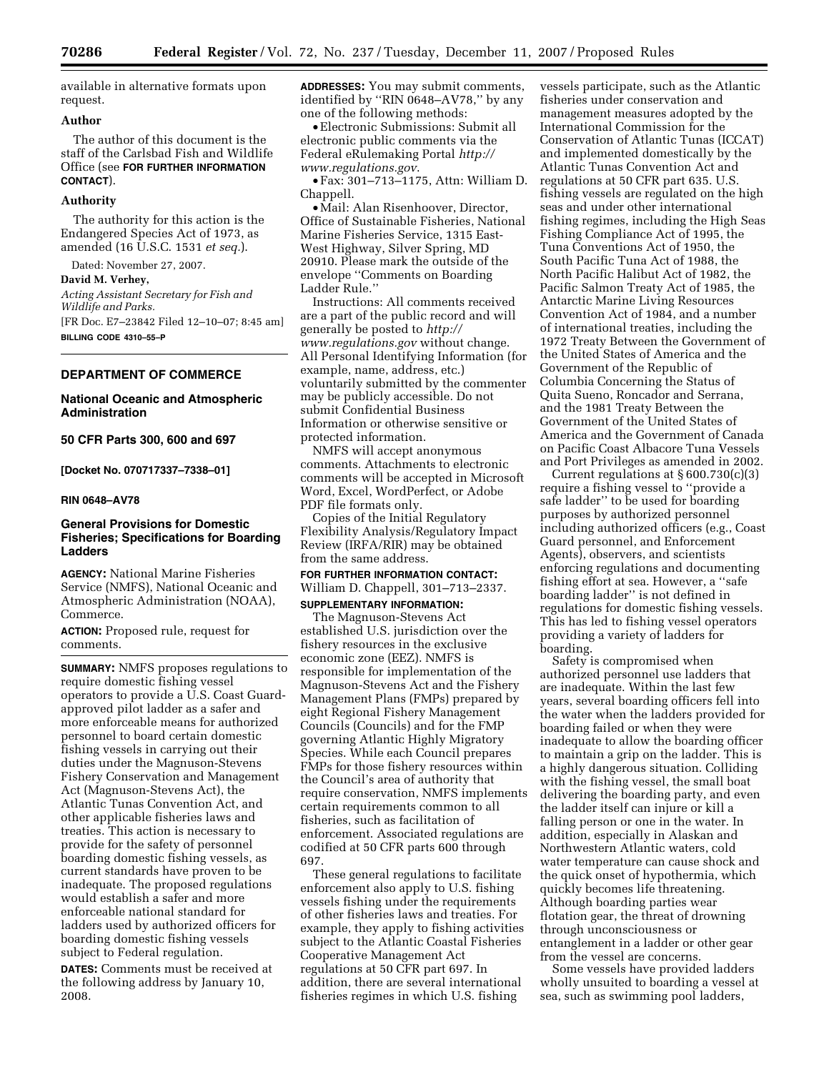available in alternative formats upon request.

### Author

The author of this document is the staff of the Carlsbad Fish and Wildlife Office (see **FOR FURTHER INFORMATION CONTACT**).

### Authority

The authority for this action is the Endangered Species Act of 1973, as amended (16 U.S.C. 1531 *et seq.*).

Dated: November 27, 2007.

**David M. Verhey,**

*Acting Assistant Secretary for Fish and Wildlife and Parks.*

[FR Doc. E7–23842 Filed 12–10–07; 8:45 am]

**BILLING CODE 4310–55–P**

## DEPARTMENT OF COMMERCE

### National Oceanic and Atmospheric Administration

### 50 CFR Parts 300, 600 and 697

**[Docket No. 070717337–7338–01]**

### RIN 0648–AV78

## General Provisions for Domestic Fisheries; Specifications for Boarding Ladders

**AGENCY:** National Marine Fisheries Service (NMFS), National Oceanic and Atmospheric Administration (NOAA), Commerce.

**ACTION:** Proposed rule, request for comments.

**SUMMARY:** NMFS proposes regulations to require domestic fishing vessel operators to provide a U.S. Coast Guard-approved pilot ladder as a safer and more enforceable means for authorized personnel to board certain domestic fishing vessels in carrying out their duties under the Magnuson-Stevens Fishery Conservation and Management Act (Magnuson-Stevens Act), the Atlantic Tunas Convention Act, and other applicable fisheries laws and treaties. This action is necessary to provide for the safety of personnel boarding domestic fishing vessels, as current standards have proven to be inadequate. The proposed regulations would establish a safer and more enforceable national standard for ladders used by authorized officers for boarding domestic fishing vessels subject to Federal regulation.

**DATES:** Comments must be received at the following address by January 10, 2008.

**ADDRESSES:** You may submit comments, identified by ''RIN 0648–AV78,'' by any one of the following methods:

- Electronic Submissions: Submit all electronic public comments via the Federal eRulemaking Portal *http://www.regulations.gov*.
- Fax: 301–713–1175, Attn: William D. Chappell.
- Mail: Alan Risenhoover, Director, Office of Sustainable Fisheries, National Marine Fisheries Service, 1315 East-West Highway, Silver Spring, MD 20910. Please mark the outside of the envelope ''Comments on Boarding Ladder Rule.''

Instructions: All comments received are a part of the public record and will generally be posted to *http://www.regulations.gov* without change. All Personal Identifying Information (for example, name, address, etc.) voluntarily submitted by the commenter may be publicly accessible. Do not submit Confidential Business Information or otherwise sensitive or protected information.

NMFS will accept anonymous comments. Attachments to electronic comments will be accepted in Microsoft Word, Excel, WordPerfect, or Adobe PDF file formats only.

Copies of the Initial Regulatory Flexibility Analysis/Regulatory Impact Review (IRFA/RIR) may be obtained from the same address.

**FOR FURTHER INFORMATION CONTACT:** William D. Chappell, 301–713–2337.

**SUPPLEMENTARY INFORMATION:**

The Magnuson-Stevens Act established U.S. jurisdiction over the fishery resources in the exclusive economic zone (EEZ). NMFS is responsible for implementation of the Magnuson-Stevens Act and the Fishery Management Plans (FMPs) prepared by eight Regional Fishery Management Councils (Councils) and for the FMP governing Atlantic Highly Migratory Species. While each Council prepares FMPs for those fishery resources within the Council's area of authority that require conservation, NMFS implements certain requirements common to all fisheries, such as facilitation of enforcement. Associated regulations are codified at 50 CFR parts 600 through 697.

These general regulations to facilitate enforcement also apply to U.S. fishing vessels fishing under the requirements of other fisheries laws and treaties. For example, they apply to fishing activities subject to the Atlantic Coastal Fisheries Cooperative Management Act regulations at 50 CFR part 697. In addition, there are several international fisheries regimes in which U.S. fishing vessels participate, such as the Atlantic fisheries under conservation and management measures adopted by the International Commission for the Conservation of Atlantic Tunas (ICCAT) and implemented domestically by the Atlantic Tunas Convention Act and regulations at 50 CFR part 635. U.S. fishing vessels are regulated on the high seas and under other international fishing regimes, including the High Seas Fishing Compliance Act of 1995, the Tuna Conventions Act of 1950, the South Pacific Tuna Act of 1988, the North Pacific Halibut Act of 1982, the Pacific Salmon Treaty Act of 1985, the Antarctic Marine Living Resources Convention Act of 1984, and a number of international treaties, including the 1972 Treaty Between the Government of the United States of America and the Government of the Republic of Columbia Concerning the Status of Quita Sueno, Roncador and Serrana, and the 1981 Treaty Between the Government of the United States of America and the Government of Canada on Pacific Coast Albacore Tuna Vessels and Port Privileges as amended in 2002.

Current regulations at § 600.730(c)(3) require a fishing vessel to ''provide a safe ladder'' to be used for boarding purposes by authorized personnel including authorized officers (e.g., Coast Guard personnel, and Enforcement Agents), observers, and scientists enforcing regulations and documenting fishing effort at sea. However, a ''safe boarding ladder'' is not defined in regulations for domestic fishing vessels. This has led to fishing vessel operators providing a variety of ladders for boarding.

Safety is compromised when authorized personnel use ladders that are inadequate. Within the last few years, several boarding officers fell into the water when the ladders provided for boarding failed or when they were inadequate to allow the boarding officer to maintain a grip on the ladder. This is a highly dangerous situation. Colliding with the fishing vessel, the small boat delivering the boarding party, and even the ladder itself can injure or kill a falling person or one in the water. In addition, especially in Alaskan and Northwestern Atlantic waters, cold water temperature can cause shock and the quick onset of hypothermia, which quickly becomes life threatening. Although boarding parties wear flotation gear, the threat of drowning through unconsciousness or entanglement in a ladder or other gear from the vessel are concerns.

Some vessels have provided ladders wholly unsuited to boarding a vessel at sea, such as swimming pool ladders,